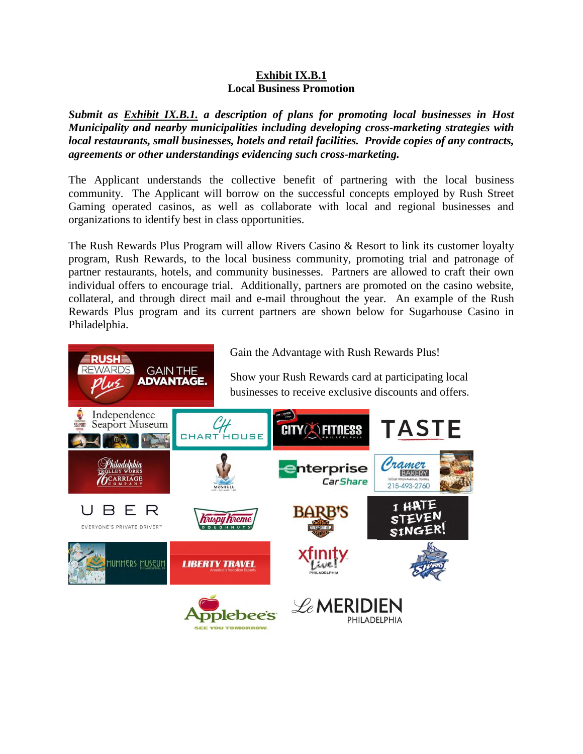**Exhibit IX.B.1**
**Local Business Promotion**

***Submit as Exhibit IX.B.1. a description of plans for promoting local businesses in Host Municipality and nearby municipalities including developing cross-marketing strategies with local restaurants, small businesses, hotels and retail facilities. Provide copies of any contracts, agreements or other understandings evidencing such cross-marketing.***

The Applicant understands the collective benefit of partnering with the local business community. The Applicant will borrow on the successful concepts employed by Rush Street Gaming operated casinos, as well as collaborate with local and regional businesses and organizations to identify best in class opportunities.

The Rush Rewards Plus Program will allow Rivers Casino & Resort to link its customer loyalty program, Rush Rewards, to the local business community, promoting trial and patronage of partner restaurants, hotels, and community businesses. Partners are allowed to craft their own individual offers to encourage trial. Additionally, partners are promoted on the casino website, collateral, and through direct mail and e-mail throughout the year. An example of the Rush Rewards Plus program and its current partners are shown below for Sugarhouse Casino in Philadelphia.

RUSH REWARDS Plus GAIN THE ADVANTAGE.

Gain the Advantage with Rush Rewards Plus!

Show your Rush Rewards card at participating local businesses to receive exclusive discounts and offers.

Independence Seaport Museum | CHART HOUSE | CITY FITNESS PHILADELPHIA | TASTE

Philadelphia Trolley Works and 76 Carriage Company | MOSHULU | Enterprise CarShare | Cramer Bakery 16 East Afton Avenue, Yardley 215-493-2760

UBER EVERYONE'S PRIVATE DRIVER™ | Krispy Kreme Doughnuts | BARB'S Harley-Davidson | I HATE STEVEN SINGER!

MUMMERS MUSEUM PHILADELPHIA, PA | LIBERTY TRAVEL America's Vacation Experts | xfinity Live! PHILADELPHIA | SHARKS

Applebee's SEE YOU TOMORROW. | Le MERIDIEN PHILADELPHIA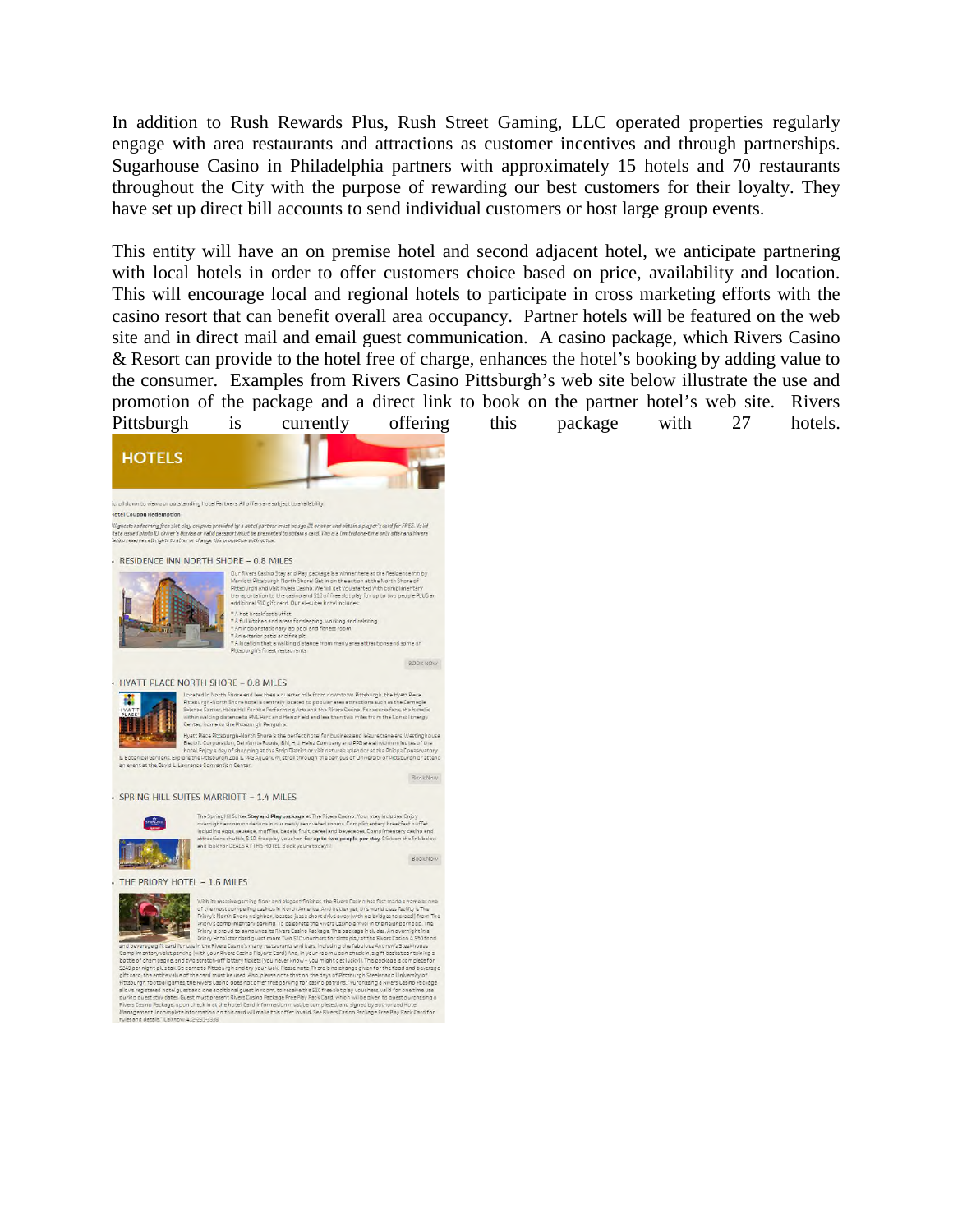In addition to Rush Rewards Plus, Rush Street Gaming, LLC operated properties regularly engage with area restaurants and attractions as customer incentives and through partnerships. Sugarhouse Casino in Philadelphia partners with approximately 15 hotels and 70 restaurants throughout the City with the purpose of rewarding our best customers for their loyalty. They have set up direct bill accounts to send individual customers or host large group events.

This entity will have an on premise hotel and second adjacent hotel, we anticipate partnering with local hotels in order to offer customers choice based on price, availability and location. This will encourage local and regional hotels to participate in cross marketing efforts with the casino resort that can benefit overall area occupancy. Partner hotels will be featured on the web site and in direct mail and email guest communication. A casino package, which Rivers Casino & Resort can provide to the hotel free of charge, enhances the hotel's booking by adding value to the consumer. Examples from Rivers Casino Pittsburgh's web site below illustrate the use and promotion of the package and a direct link to book on the partner hotel's web site. Rivers Pittsburgh is currently offering this package with 27 hotels.

## HOTELS

Scroll down to view our outstanding Hotel Partners. All offers are subject to availability.

**Hotel Coupon Redemption:**

*All guests redeeming free slot play coupons provided by a hotel partner must be age 21 or over and obtain a player's card for FREE. Valid state issued photo ID, driver's license or valid passport must be presented to obtain a card. This is a limited one-time only offer and Rivers Casino reserves all rights to alter or change this promotion with notice.*

### RESIDENCE INN NORTH SHORE – 0.8 MILES

Our Rivers Casino Stay and Play package is a winner here at the Residence Inn by Marriott Pittsburgh North Shore! Get in on the action at the North Shore of Pittsburgh and visit Rivers Casino. We will get you started with complimentary transportation to the casino and $10 of free slot play for up to two people PLUS an additional $10 gift card. Our all-suites hotel includes:

- A hot breakfast buffet
- A full kitchen and areas for sleeping, working and relaxing
- An indoor saltwater lap pool and fitness room
- An exterior patio and fire pit
- A location that is walking distance from many area attractions and some of Pittsburgh's finest restaurants

BOOK NOW

### HYATT PLACE NORTH SHORE – 0.8 MILES

Located in North Shore and less than a quarter mile from downtown Pittsburgh, the Hyatt Place Pittsburgh-North Shore hotel is centrally located to popular area attractions such as the Carnegie Science Center, Heinz Hall for the Performing Arts and the Rivers Casino. For sports fans, the hotel is within walking distance to PNC Park and Heinz Field and less than two miles from the Consol Energy Center, home to the Pittsburgh Penguins.

Hyatt Place Pittsburgh-North Shore is the perfect hotel for business and leisure travelers. Westinghouse Electric Corporation, Del Monte Foods, IBM, H. J. Heinz Company and PPG are all within minutes of the hotel. Enjoy a day of shopping at the Strip District or visit nature's splendor at the Phipps Conservatory & Botanical Gardens. Explore the Pittsburgh Zoo & PPG Aquarium, stroll through the campus of University of Pittsburgh or attend an event at the David L. Lawrence Convention Center.

Book Now

### SPRING HILL SUITES MARRIOTT – 1.4 MILES

The SpringHill Suites **Stay and Play package** at The Rivers Casino. Your stay includes: Enjoy overnight accommodations in our newly renovated rooms. Complimentary breakfast buffet including eggs, sausage, muffins, bagels, fruit, cereal and beverages. Complimentary casino and attractions shuttle. $10 free play voucher **for up to two people per stay**. Click on the link below and look for DEALS AT THIS HOTEL. Book yours today!!

Book Now

### THE PRIORY HOTEL – 1.6 MILES

With its massive gaming floor and elegant finishes, the Rivers Casino has fast made a name as one of the most compelling casinos in North America. And better yet, this world class facility is The Priory's North Shore neighbor, located just a short drive away (with no bridges to cross!) from The Priory's complimentary parking. To celebrate the Rivers Casino arrival in the neighborhood, The Priory is proud to announce its Rivers Casino Package. This package includes: An overnight in a Priory Hotel standard guest room. Two $10 vouchers for slots play at the Rivers Casino. A $50 food and beverage gift card for use in the Rivers Casino's many restaurants and bars, including the fabulous Andrew's Steakhouse. Complimentary valet parking (with your Rivers Casino Players Card). And, in your room upon check in, a gift basket containing a bottle of champagne, and two scratch-off lottery tickets (you never know – you might get lucky!). This package is complete for $249 per night plus tax. So come to Pittsburgh and try your luck! Please note: There is no change given for the food and beverage gift card; the entire value of the card must be used. Also, please note that on the days of Pittsburgh Steeler and University of Pittsburgh football games, the Rivers Casino does not offer free parking for casino patrons. "Purchasing a Rivers Casino Package allows registered hotel guest and one additional guest in room, to receive the $10 free slot play vouchers, valid for one time use during guest stay dates. Guest must present Rivers Casino Package Free Play Rack Card, which will be given to guest purchasing a Rivers Casino Package, upon check in at the hotel. Card information must be completed, and signed by authorized Hotel Management. Incomplete information on this card will make this offer invalid. See Rivers Casino Package Free Play Rack Card for rules and details." Call now: 412-231-3338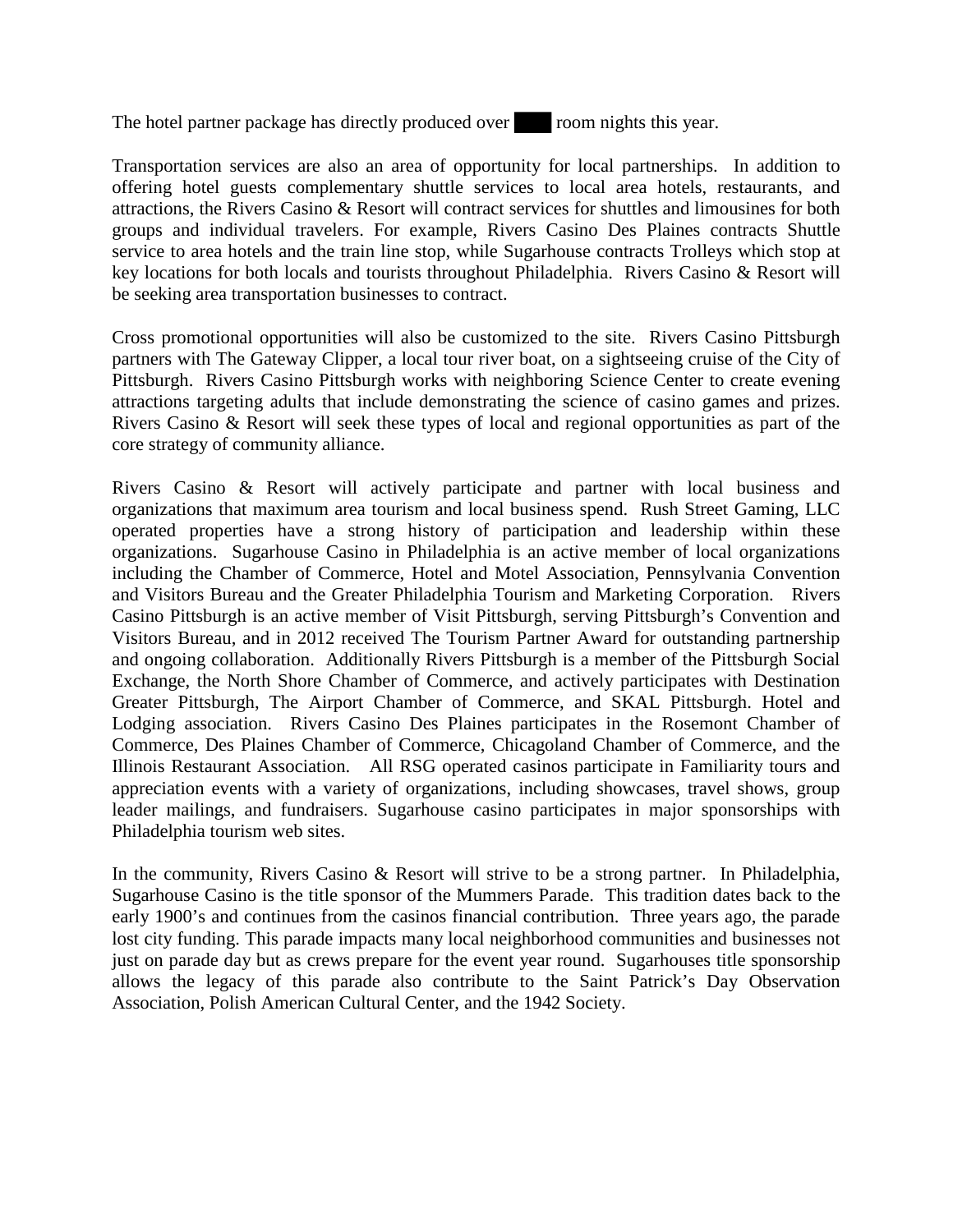The hotel partner package has directly produced over ███ room nights this year.

Transportation services are also an area of opportunity for local partnerships. In addition to offering hotel guests complementary shuttle services to local area hotels, restaurants, and attractions, the Rivers Casino & Resort will contract services for shuttles and limousines for both groups and individual travelers. For example, Rivers Casino Des Plaines contracts Shuttle service to area hotels and the train line stop, while Sugarhouse contracts Trolleys which stop at key locations for both locals and tourists throughout Philadelphia. Rivers Casino & Resort will be seeking area transportation businesses to contract.

Cross promotional opportunities will also be customized to the site. Rivers Casino Pittsburgh partners with The Gateway Clipper, a local tour river boat, on a sightseeing cruise of the City of Pittsburgh. Rivers Casino Pittsburgh works with neighboring Science Center to create evening attractions targeting adults that include demonstrating the science of casino games and prizes. Rivers Casino & Resort will seek these types of local and regional opportunities as part of the core strategy of community alliance.

Rivers Casino & Resort will actively participate and partner with local business and organizations that maximum area tourism and local business spend. Rush Street Gaming, LLC operated properties have a strong history of participation and leadership within these organizations. Sugarhouse Casino in Philadelphia is an active member of local organizations including the Chamber of Commerce, Hotel and Motel Association, Pennsylvania Convention and Visitors Bureau and the Greater Philadelphia Tourism and Marketing Corporation. Rivers Casino Pittsburgh is an active member of Visit Pittsburgh, serving Pittsburgh's Convention and Visitors Bureau, and in 2012 received The Tourism Partner Award for outstanding partnership and ongoing collaboration. Additionally Rivers Pittsburgh is a member of the Pittsburgh Social Exchange, the North Shore Chamber of Commerce, and actively participates with Destination Greater Pittsburgh, The Airport Chamber of Commerce, and SKAL Pittsburgh. Hotel and Lodging association. Rivers Casino Des Plaines participates in the Rosemont Chamber of Commerce, Des Plaines Chamber of Commerce, Chicagoland Chamber of Commerce, and the Illinois Restaurant Association. All RSG operated casinos participate in Familiarity tours and appreciation events with a variety of organizations, including showcases, travel shows, group leader mailings, and fundraisers. Sugarhouse casino participates in major sponsorships with Philadelphia tourism web sites.

In the community, Rivers Casino & Resort will strive to be a strong partner. In Philadelphia, Sugarhouse Casino is the title sponsor of the Mummers Parade. This tradition dates back to the early 1900's and continues from the casinos financial contribution. Three years ago, the parade lost city funding. This parade impacts many local neighborhood communities and businesses not just on parade day but as crews prepare for the event year round. Sugarhouses title sponsorship allows the legacy of this parade also contribute to the Saint Patrick's Day Observation Association, Polish American Cultural Center, and the 1942 Society.